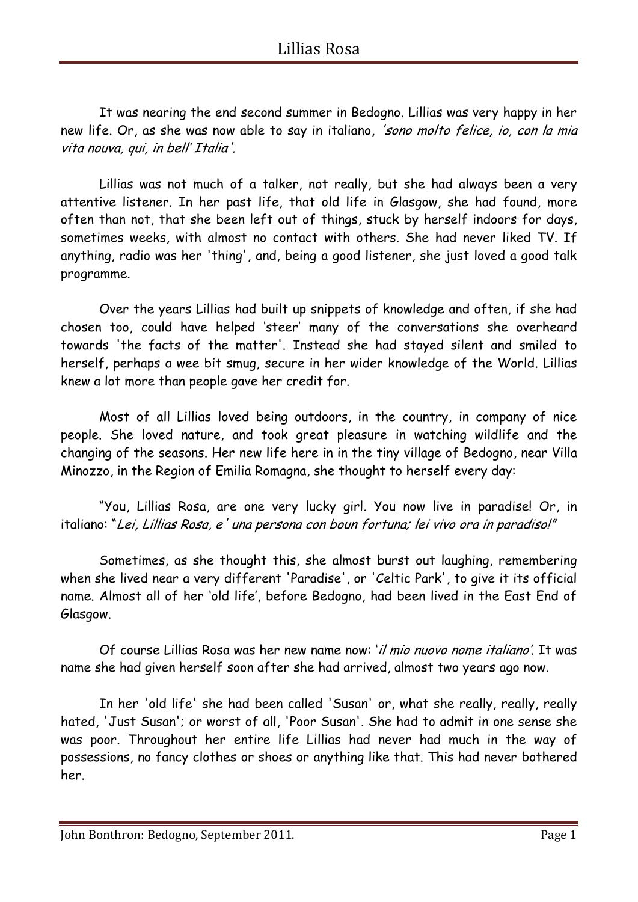It was nearing the end second summer in Bedogno. Lillias was very happy in her new life. Or, as she was now able to say in italiano, *'sono molto felice, io, con la mia vita nouva, qui, in bell' Italia'.*

Lillias was not much of a talker, not really, but she had always been a very attentive listener. In her past life, that old life in Glasgow, she had found, more often than not, that she been left out of things, stuck by herself indoors for days, sometimes weeks, with almost no contact with others. She had never liked TV. If anything, radio was her 'thing', and, being a good listener, she just loved a good talk programme.

Over the years Lillias had built up snippets of knowledge and often, if she had chosen too, could have helped 'steer' many of the conversations she overheard towards 'the facts of the matter'. Instead she had stayed silent and smiled to herself, perhaps a wee bit smug, secure in her wider knowledge of the World. Lillias knew a lot more than people gave her credit for.

Most of all Lillias loved being outdoors, in the country, in company of nice people. She loved nature, and took great pleasure in watching wildlife and the changing of the seasons. Her new life here in in the tiny village of Bedogno, near Villa Minozzo, in the Region of Emilia Romagna, she thought to herself every day:

"You, Lillias Rosa, are one very lucky girl. You now live in paradise! Or, in italiano: "*Lei, Lillias Rosa, e' una persona con boun fortuna; lei vivo ora in paradiso!"*

Sometimes, as she thought this, she almost burst out laughing, remembering when she lived near a very different 'Paradise', or 'Celtic Park', to give it its official name. Almost all of her 'old life', before Bedogno, had been lived in the East End of Glasgow.

Of course Lillias Rosa was her new name now: '*il mio nuovo nome italiano'*. It was name she had given herself soon after she had arrived, almost two years ago now.

In her 'old life' she had been called 'Susan' or, what she really, really, really hated, 'Just Susan'; or worst of all, 'Poor Susan'. She had to admit in one sense she was poor. Throughout her entire life Lillias had never had much in the way of possessions, no fancy clothes or shoes or anything like that. This had never bothered her.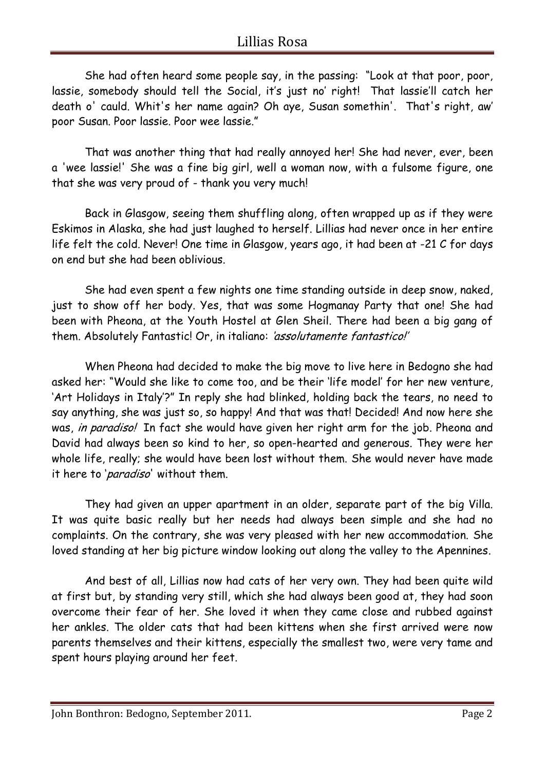She had often heard some people say, in the passing: "Look at that poor, poor, lassie, somebody should tell the Social, it's just no' right! That lassie'll catch her death o' cauld. Whit's her name again? Oh aye, Susan somethin'. That's right, aw' poor Susan. Poor lassie. Poor wee lassie."

That was another thing that had really annoyed her! She had never, ever, been a 'wee lassie!' She was a fine big girl, well a woman now, with a fulsome figure, one that she was very proud of - thank you very much!

Back in Glasgow, seeing them shuffling along, often wrapped up as if they were Eskimos in Alaska, she had just laughed to herself. Lillias had never once in her entire life felt the cold. Never! One time in Glasgow, years ago, it had been at -21 C for days on end but she had been oblivious.

She had even spent a few nights one time standing outside in deep snow, naked, just to show off her body. Yes, that was some Hogmanay Party that one! She had been with Pheona, at the Youth Hostel at Glen Sheil. There had been a big gang of them. Absolutely Fantastic! Or, in italiano: *'assolutamente fantastico!'*

When Pheona had decided to make the big move to live here in Bedogno she had asked her: "Would she like to come too, and be their 'life model' for her new venture, 'Art Holidays in Italy'?" In reply she had blinked, holding back the tears, no need to say anything, she was just so, so happy! And that was that! Decided! And now here she was, *in paradiso!* In fact she would have given her right arm for the job. Pheona and David had always been so kind to her, so open-hearted and generous. They were her whole life, really; she would have been lost without them. She would never have made it here to '*paradiso*' without them.

They had given an upper apartment in an older, separate part of the big Villa. It was quite basic really but her needs had always been simple and she had no complaints. On the contrary, she was very pleased with her new accommodation. She loved standing at her big picture window looking out along the valley to the Apennines.

And best of all, Lillias now had cats of her very own. They had been quite wild at first but, by standing very still, which she had always been good at, they had soon overcome their fear of her. She loved it when they came close and rubbed against her ankles. The older cats that had been kittens when she first arrived were now parents themselves and their kittens, especially the smallest two, were very tame and spent hours playing around her feet.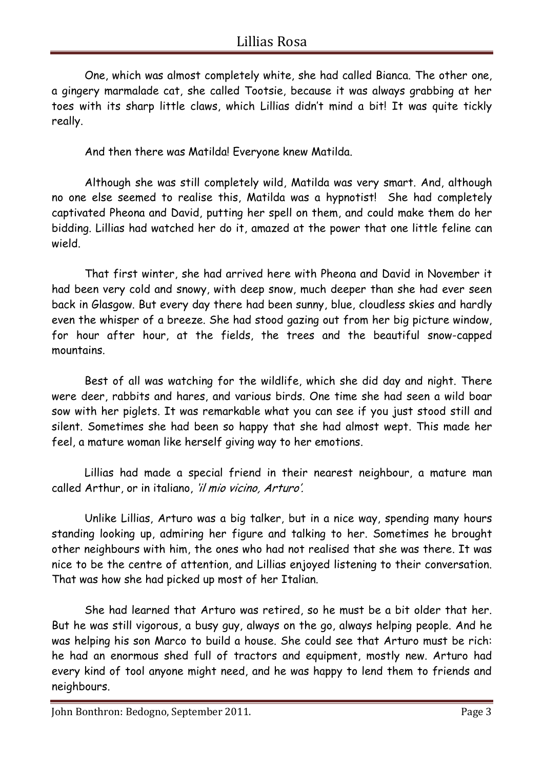One, which was almost completely white, she had called Bianca. The other one, a gingery marmalade cat, she called Tootsie, because it was always grabbing at her toes with its sharp little claws, which Lillias didn't mind a bit! It was quite tickly really.

And then there was Matilda! Everyone knew Matilda.

Although she was still completely wild, Matilda was very smart. And, although no one else seemed to realise this, Matilda was a hypnotist! She had completely captivated Pheona and David, putting her spell on them, and could make them do her bidding. Lillias had watched her do it, amazed at the power that one little feline can wield.

That first winter, she had arrived here with Pheona and David in November it had been very cold and snowy, with deep snow, much deeper than she had ever seen back in Glasgow. But every day there had been sunny, blue, cloudless skies and hardly even the whisper of a breeze. She had stood gazing out from her big picture window, for hour after hour, at the fields, the trees and the beautiful snow-capped mountains.

Best of all was watching for the wildlife, which she did day and night. There were deer, rabbits and hares, and various birds. One time she had seen a wild boar sow with her piglets. It was remarkable what you can see if you just stood still and silent. Sometimes she had been so happy that she had almost wept. This made her feel, a mature woman like herself giving way to her emotions.

Lillias had made a special friend in their nearest neighbour, a mature man called Arthur, or in italiano, *'il mio vicino, Arturo'.*

Unlike Lillias, Arturo was a big talker, but in a nice way, spending many hours standing looking up, admiring her figure and talking to her. Sometimes he brought other neighbours with him, the ones who had not realised that she was there. It was nice to be the centre of attention, and Lillias enjoyed listening to their conversation. That was how she had picked up most of her Italian.

She had learned that Arturo was retired, so he must be a bit older that her. But he was still vigorous, a busy guy, always on the go, always helping people. And he was helping his son Marco to build a house. She could see that Arturo must be rich: he had an enormous shed full of tractors and equipment, mostly new. Arturo had every kind of tool anyone might need, and he was happy to lend them to friends and neighbours.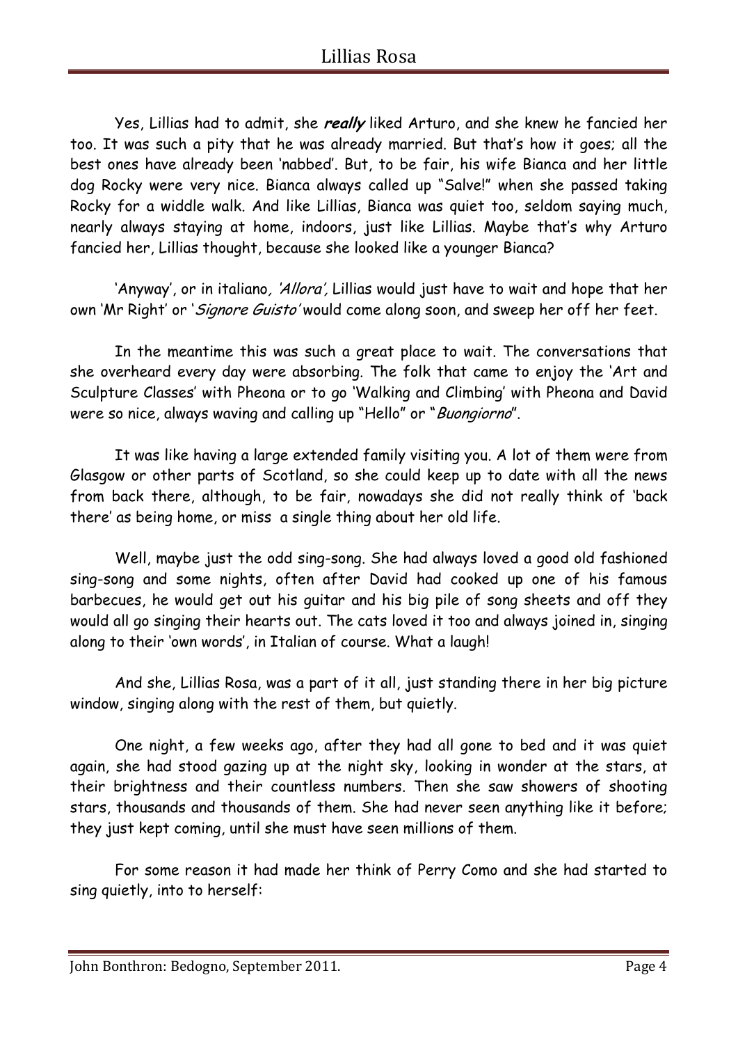Yes, Lillias had to admit, she ***really*** liked Arturo, and she knew he fancied her too. It was such a pity that he was already married. But that's how it goes; all the best ones have already been 'nabbed'. But, to be fair, his wife Bianca and her little dog Rocky were very nice. Bianca always called up "Salve!" when she passed taking Rocky for a widdle walk. And like Lillias, Bianca was quiet too, seldom saying much, nearly always staying at home, indoors, just like Lillias. Maybe that's why Arturo fancied her, Lillias thought, because she looked like a younger Bianca?

'Anyway', or in italiano*, 'Allora',* Lillias would just have to wait and hope that her own 'Mr Right' or '*Signore Guisto'* would come along soon, and sweep her off her feet.

In the meantime this was such a great place to wait. The conversations that she overheard every day were absorbing. The folk that came to enjoy the 'Art and Sculpture Classes' with Pheona or to go 'Walking and Climbing' with Pheona and David were so nice, always waving and calling up "Hello" or "*Buongiorno*".

It was like having a large extended family visiting you. A lot of them were from Glasgow or other parts of Scotland, so she could keep up to date with all the news from back there, although, to be fair, nowadays she did not really think of 'back there' as being home, or miss  a single thing about her old life.

Well, maybe just the odd sing-song. She had always loved a good old fashioned sing-song and some nights, often after David had cooked up one of his famous barbecues, he would get out his guitar and his big pile of song sheets and off they would all go singing their hearts out. The cats loved it too and always joined in, singing along to their 'own words', in Italian of course. What a laugh!

And she, Lillias Rosa, was a part of it all, just standing there in her big picture window, singing along with the rest of them, but quietly.

One night, a few weeks ago, after they had all gone to bed and it was quiet again, she had stood gazing up at the night sky, looking in wonder at the stars, at their brightness and their countless numbers. Then she saw showers of shooting stars, thousands and thousands of them. She had never seen anything like it before; they just kept coming, until she must have seen millions of them.

For some reason it had made her think of Perry Como and she had started to sing quietly, into to herself: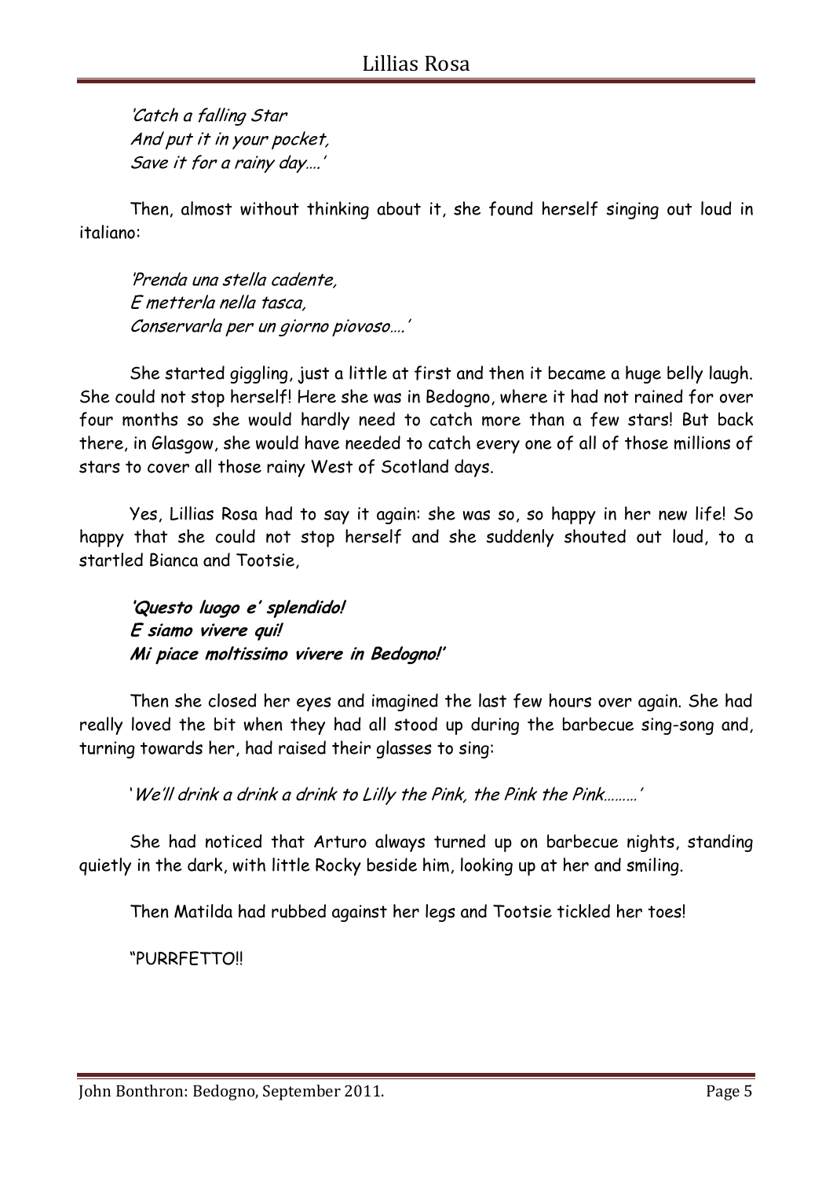*'Catch a falling Star*
*And put it in your pocket,*
*Save it for a rainy day….'*

Then, almost without thinking about it, she found herself singing out loud in italiano:

*'Prenda una stella cadente,*
*E metterla nella tasca,*
*Conservarla per un giorno piovoso….'*

She started giggling, just a little at first and then it became a huge belly laugh. She could not stop herself! Here she was in Bedogno, where it had not rained for over four months so she would hardly need to catch more than a few stars! But back there, in Glasgow, she would have needed to catch every one of all of those millions of stars to cover all those rainy West of Scotland days.

Yes, Lillias Rosa had to say it again: she was so, so happy in her new life! So happy that she could not stop herself and she suddenly shouted out loud, to a startled Bianca and Tootsie,

***'Questo luogo e' splendido!***
***E siamo vivere qui!***
***Mi piace moltissimo vivere in Bedogno!'***

Then she closed her eyes and imagined the last few hours over again. She had really loved the bit when they had all stood up during the barbecue sing-song and, turning towards her, had raised their glasses to sing:

'*We'll drink a drink a drink to Lilly the Pink, the Pink the Pink………'*

She had noticed that Arturo always turned up on barbecue nights, standing quietly in the dark, with little Rocky beside him, looking up at her and smiling.

Then Matilda had rubbed against her legs and Tootsie tickled her toes!

"PURRFETTO!!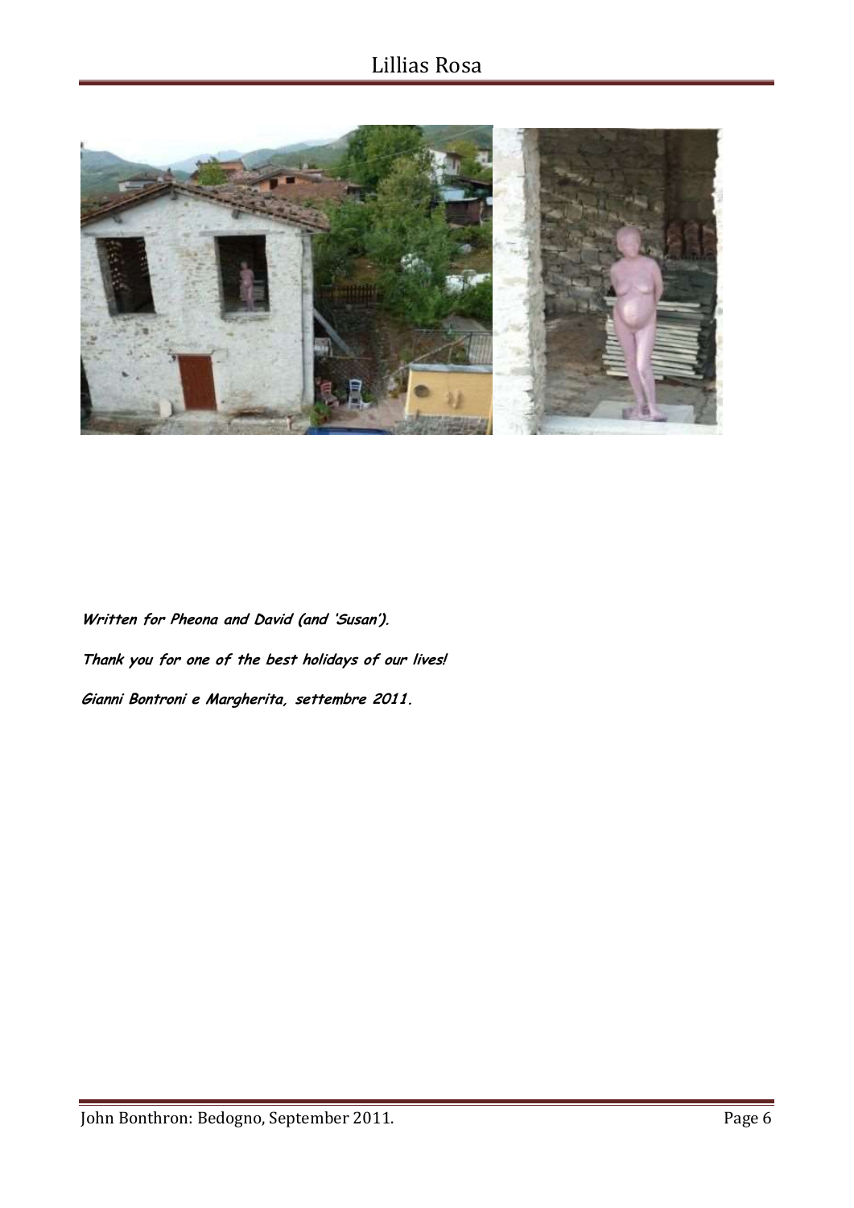***Written for Pheona and David (and 'Susan').***

***Thank you for one of the best holidays of our lives!***

***Gianni Bontroni e Margherita, settembre 2011.***